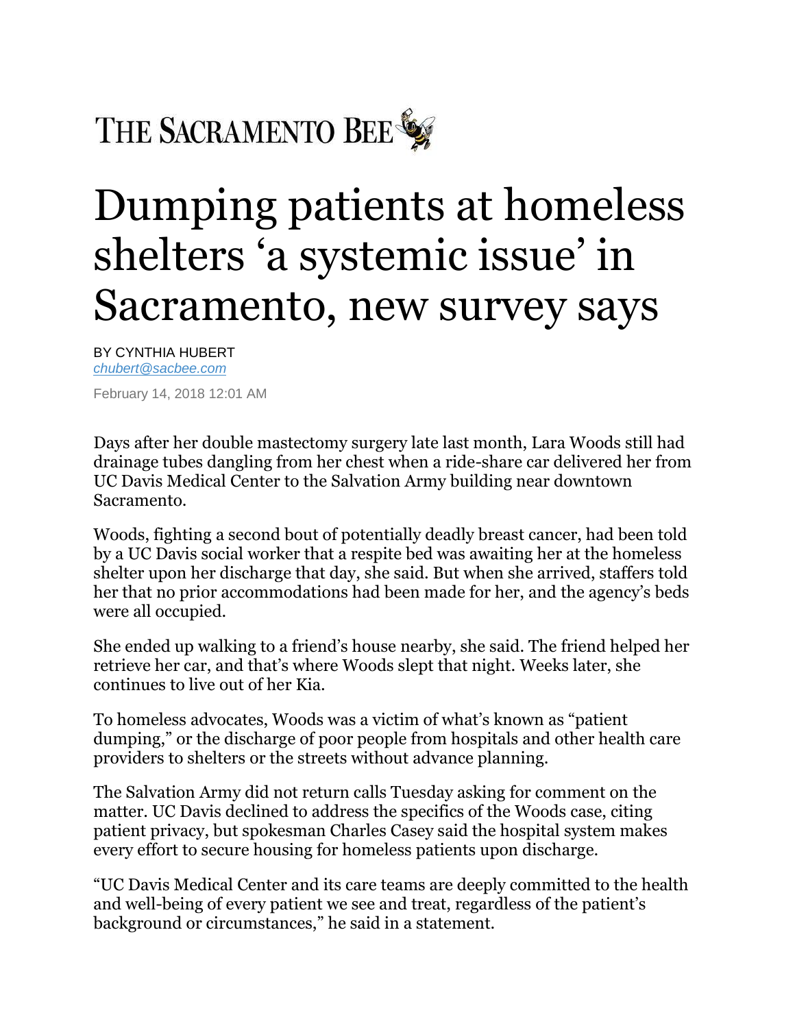THE SACRAMENTO BEE

# Dumping patients at homeless shelters 'a systemic issue' in Sacramento, new survey says

BY CYNTHIA HUBERT
*chubert@sacbee.com*

February 14, 2018 12:01 AM

Days after her double mastectomy surgery late last month, Lara Woods still had drainage tubes dangling from her chest when a ride-share car delivered her from UC Davis Medical Center to the Salvation Army building near downtown Sacramento.

Woods, fighting a second bout of potentially deadly breast cancer, had been told by a UC Davis social worker that a respite bed was awaiting her at the homeless shelter upon her discharge that day, she said. But when she arrived, staffers told her that no prior accommodations had been made for her, and the agency's beds were all occupied.

She ended up walking to a friend's house nearby, she said. The friend helped her retrieve her car, and that's where Woods slept that night. Weeks later, she continues to live out of her Kia.

To homeless advocates, Woods was a victim of what's known as "patient dumping," or the discharge of poor people from hospitals and other health care providers to shelters or the streets without advance planning.

The Salvation Army did not return calls Tuesday asking for comment on the matter. UC Davis declined to address the specifics of the Woods case, citing patient privacy, but spokesman Charles Casey said the hospital system makes every effort to secure housing for homeless patients upon discharge.

"UC Davis Medical Center and its care teams are deeply committed to the health and well-being of every patient we see and treat, regardless of the patient's background or circumstances," he said in a statement.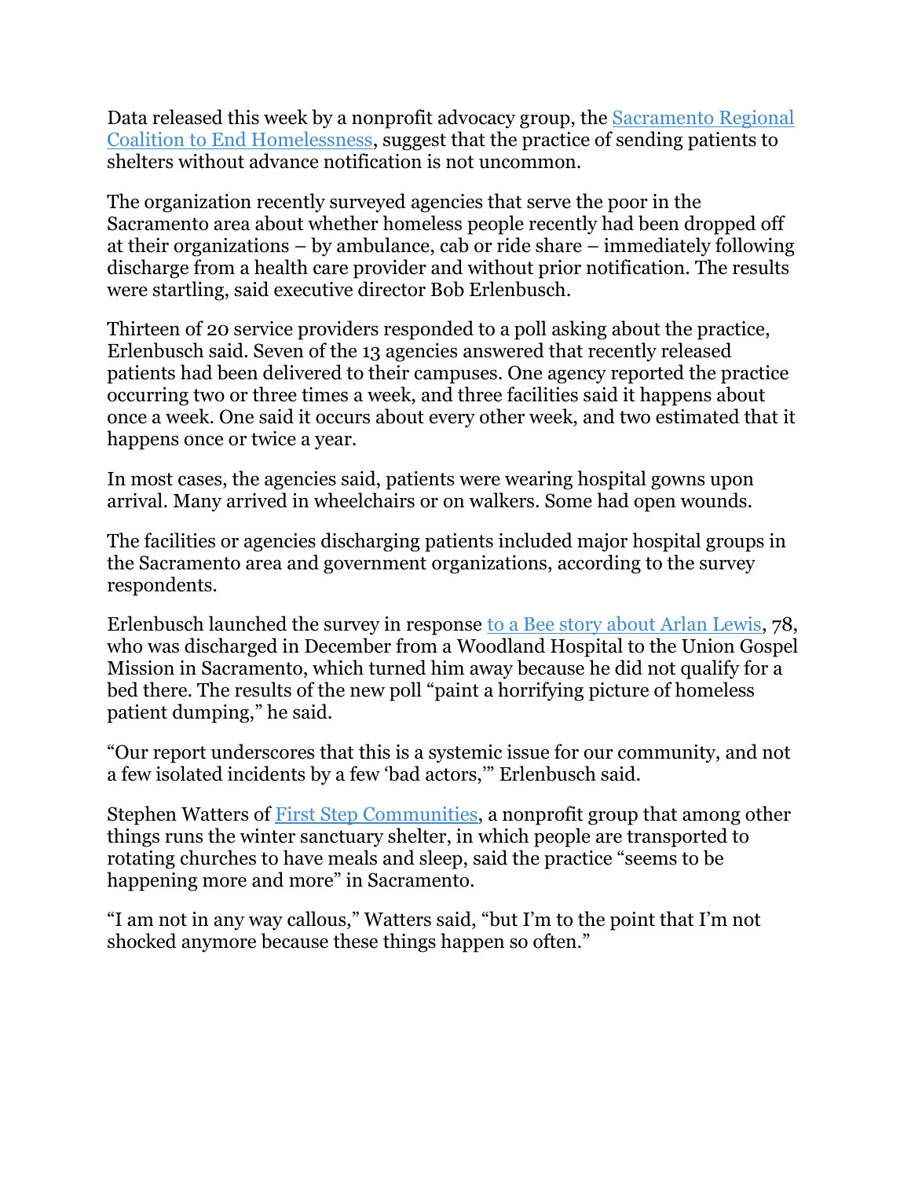Data released this week by a nonprofit advocacy group, the [Sacramento Regional Coalition to End Homelessness](), suggest that the practice of sending patients to shelters without advance notification is not uncommon.

The organization recently surveyed agencies that serve the poor in the Sacramento area about whether homeless people recently had been dropped off at their organizations – by ambulance, cab or ride share – immediately following discharge from a health care provider and without prior notification. The results were startling, said executive director Bob Erlenbusch.

Thirteen of 20 service providers responded to a poll asking about the practice, Erlenbusch said. Seven of the 13 agencies answered that recently released patients had been delivered to their campuses. One agency reported the practice occurring two or three times a week, and three facilities said it happens about once a week. One said it occurs about every other week, and two estimated that it happens once or twice a year.

In most cases, the agencies said, patients were wearing hospital gowns upon arrival. Many arrived in wheelchairs or on walkers. Some had open wounds.

The facilities or agencies discharging patients included major hospital groups in the Sacramento area and government organizations, according to the survey respondents.

Erlenbusch launched the survey in response [to a Bee story about Arlan Lewis](), 78, who was discharged in December from a Woodland Hospital to the Union Gospel Mission in Sacramento, which turned him away because he did not qualify for a bed there. The results of the new poll "paint a horrifying picture of homeless patient dumping," he said.

"Our report underscores that this is a systemic issue for our community, and not a few isolated incidents by a few 'bad actors,'" Erlenbusch said.

Stephen Watters of [First Step Communities](), a nonprofit group that among other things runs the winter sanctuary shelter, in which people are transported to rotating churches to have meals and sleep, said the practice "seems to be happening more and more" in Sacramento.

"I am not in any way callous," Watters said, "but I'm to the point that I'm not shocked anymore because these things happen so often."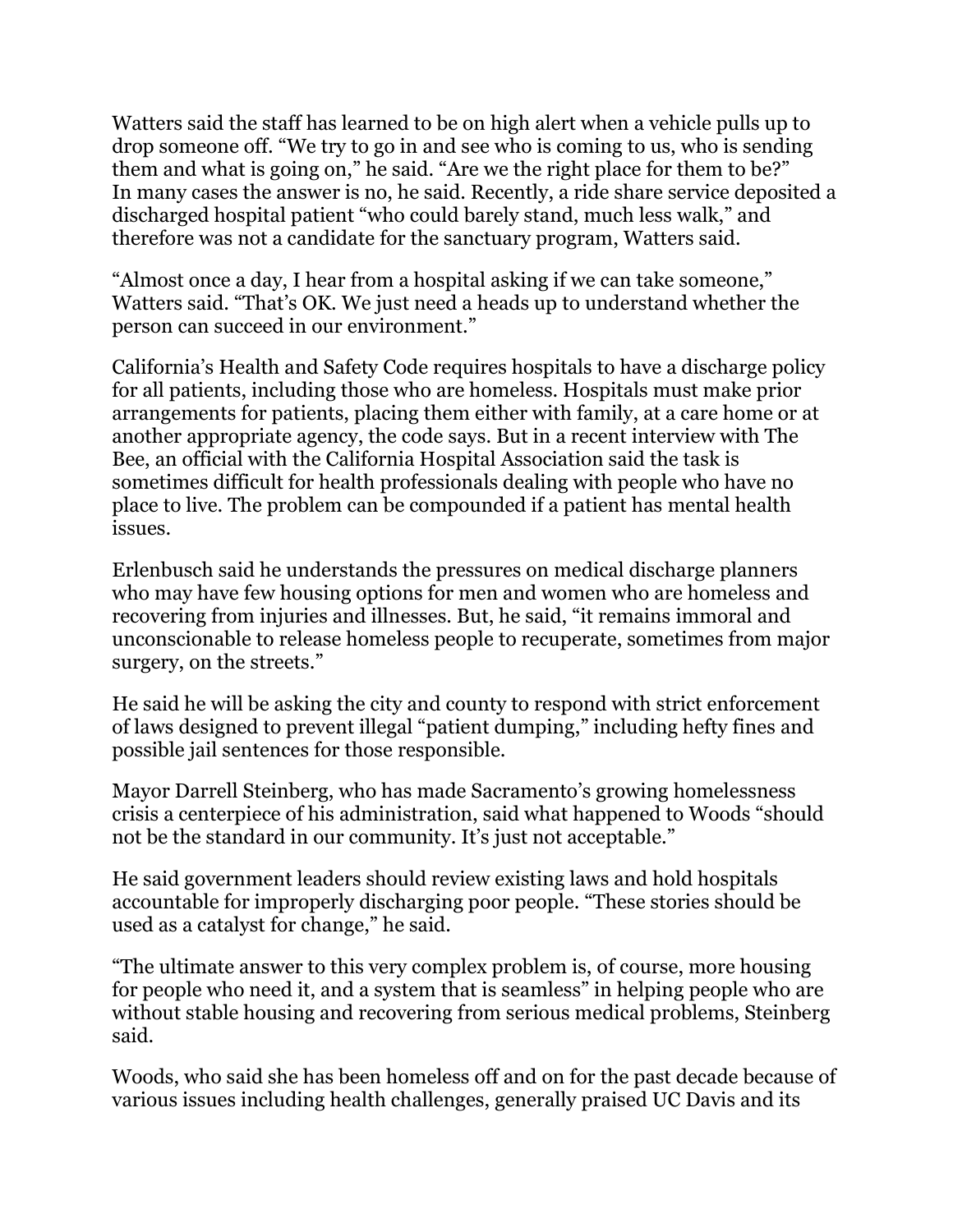Watters said the staff has learned to be on high alert when a vehicle pulls up to drop someone off. "We try to go in and see who is coming to us, who is sending them and what is going on," he said. "Are we the right place for them to be?" In many cases the answer is no, he said. Recently, a ride share service deposited a discharged hospital patient "who could barely stand, much less walk," and therefore was not a candidate for the sanctuary program, Watters said.

"Almost once a day, I hear from a hospital asking if we can take someone," Watters said. "That's OK. We just need a heads up to understand whether the person can succeed in our environment."

California's Health and Safety Code requires hospitals to have a discharge policy for all patients, including those who are homeless. Hospitals must make prior arrangements for patients, placing them either with family, at a care home or at another appropriate agency, the code says. But in a recent interview with The Bee, an official with the California Hospital Association said the task is sometimes difficult for health professionals dealing with people who have no place to live. The problem can be compounded if a patient has mental health issues.

Erlenbusch said he understands the pressures on medical discharge planners who may have few housing options for men and women who are homeless and recovering from injuries and illnesses. But, he said, "it remains immoral and unconscionable to release homeless people to recuperate, sometimes from major surgery, on the streets."

He said he will be asking the city and county to respond with strict enforcement of laws designed to prevent illegal "patient dumping," including hefty fines and possible jail sentences for those responsible.

Mayor Darrell Steinberg, who has made Sacramento's growing homelessness crisis a centerpiece of his administration, said what happened to Woods "should not be the standard in our community. It's just not acceptable."

He said government leaders should review existing laws and hold hospitals accountable for improperly discharging poor people. "These stories should be used as a catalyst for change," he said.

"The ultimate answer to this very complex problem is, of course, more housing for people who need it, and a system that is seamless" in helping people who are without stable housing and recovering from serious medical problems, Steinberg said.

Woods, who said she has been homeless off and on for the past decade because of various issues including health challenges, generally praised UC Davis and its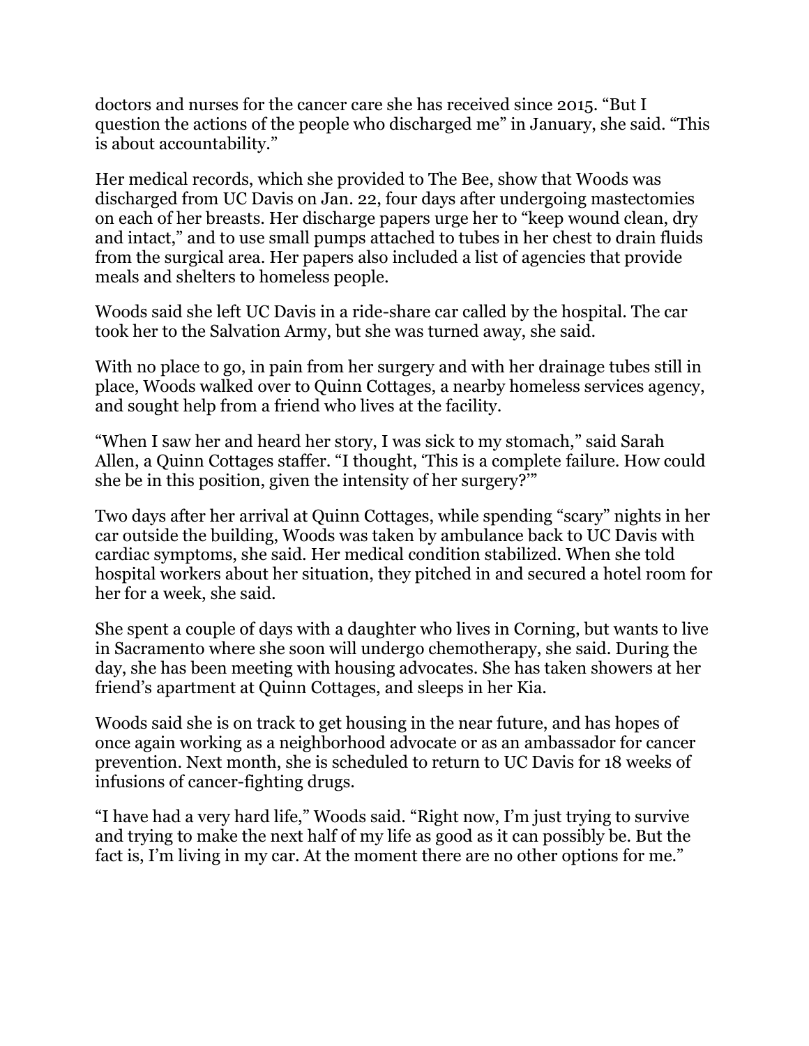doctors and nurses for the cancer care she has received since 2015. “But I question the actions of the people who discharged me” in January, she said. “This is about accountability.”

Her medical records, which she provided to The Bee, show that Woods was discharged from UC Davis on Jan. 22, four days after undergoing mastectomies on each of her breasts. Her discharge papers urge her to “keep wound clean, dry and intact,” and to use small pumps attached to tubes in her chest to drain fluids from the surgical area. Her papers also included a list of agencies that provide meals and shelters to homeless people.

Woods said she left UC Davis in a ride-share car called by the hospital. The car took her to the Salvation Army, but she was turned away, she said.

With no place to go, in pain from her surgery and with her drainage tubes still in place, Woods walked over to Quinn Cottages, a nearby homeless services agency, and sought help from a friend who lives at the facility.

“When I saw her and heard her story, I was sick to my stomach,” said Sarah Allen, a Quinn Cottages staffer. “I thought, ‘This is a complete failure. How could she be in this position, given the intensity of her surgery?’”

Two days after her arrival at Quinn Cottages, while spending “scary” nights in her car outside the building, Woods was taken by ambulance back to UC Davis with cardiac symptoms, she said. Her medical condition stabilized. When she told hospital workers about her situation, they pitched in and secured a hotel room for her for a week, she said.

She spent a couple of days with a daughter who lives in Corning, but wants to live in Sacramento where she soon will undergo chemotherapy, she said. During the day, she has been meeting with housing advocates. She has taken showers at her friend’s apartment at Quinn Cottages, and sleeps in her Kia.

Woods said she is on track to get housing in the near future, and has hopes of once again working as a neighborhood advocate or as an ambassador for cancer prevention. Next month, she is scheduled to return to UC Davis for 18 weeks of infusions of cancer-fighting drugs.

“I have had a very hard life,” Woods said. “Right now, I’m just trying to survive and trying to make the next half of my life as good as it can possibly be. But the fact is, I’m living in my car. At the moment there are no other options for me.”